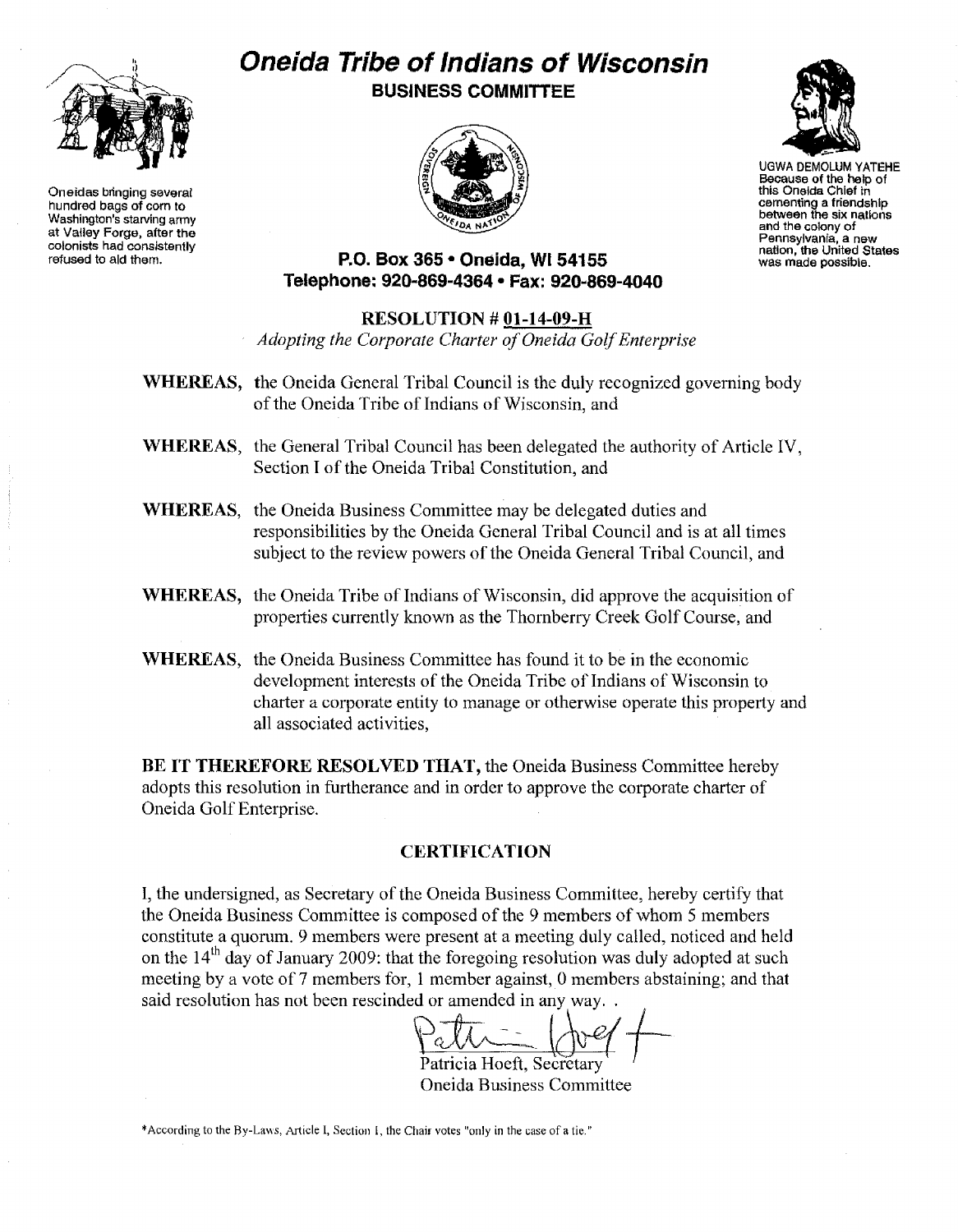# Oneida Tribe of Indians of Wisconsin

## BUSINESS COMMITTEE

Oneidas bringing several hundred bags of corn to Washington's starving army at Valley Forge, after the colonists had consistently refused to aid them.

UGWA DEMOLUM YATEHE Because of the help of this Oneida Chief in cementing a friendship between the six nations and the colony of Pennsylvania, a new nation, the United States was made possible.

**P.O. Box 365 • Oneida, WI 54155**
**Telephone: 920-869-4364 • Fax: 920-869-4040**

**RESOLUTION # 01-14-09-H**

*Adopting the Corporate Charter of Oneida Golf Enterprise*

**WHEREAS,** the Oneida General Tribal Council is the duly recognized governing body of the Oneida Tribe of Indians of Wisconsin, and

**WHEREAS,** the General Tribal Council has been delegated the authority of Article IV, Section I of the Oneida Tribal Constitution, and

**WHEREAS,** the Oneida Business Committee may be delegated duties and responsibilities by the Oneida General Tribal Council and is at all times subject to the review powers of the Oneida General Tribal Council, and

**WHEREAS,** the Oneida Tribe of Indians of Wisconsin, did approve the acquisition of properties currently known as the Thornberry Creek Golf Course, and

**WHEREAS,** the Oneida Business Committee has found it to be in the economic development interests of the Oneida Tribe of Indians of Wisconsin to charter a corporate entity to manage or otherwise operate this property and all associated activities,

**BE IT THEREFORE RESOLVED THAT,** the Oneida Business Committee hereby adopts this resolution in furtherance and in order to approve the corporate charter of Oneida Golf Enterprise.

### CERTIFICATION

I, the undersigned, as Secretary of the Oneida Business Committee, hereby certify that the Oneida Business Committee is composed of the 9 members of whom 5 members constitute a quorum. 9 members were present at a meeting duly called, noticed and held on the 14th day of January 2009: that the foregoing resolution was duly adopted at such meeting by a vote of 7 members for, 1 member against, 0 members abstaining; and that said resolution has not been rescinded or amended in any way. .

Patricia Hoeft, Secretary
Oneida Business Committee

*According to the By-Laws, Article I, Section I, the Chair votes "only in the case of a tie."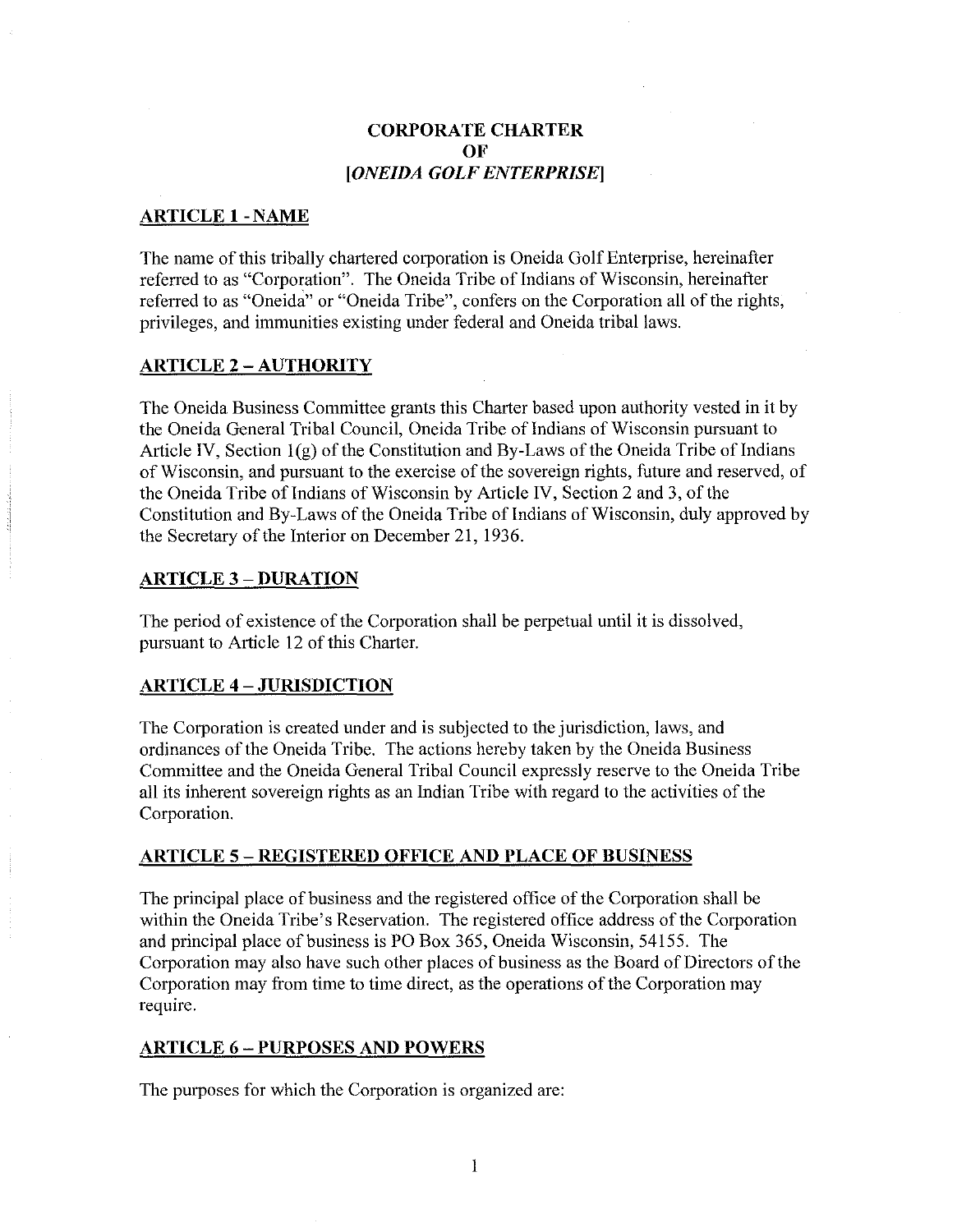# CORPORATE CHARTER
# OF
# *[ONEIDA GOLF ENTERPRISE]*

## ARTICLE 1 - NAME

The name of this tribally chartered corporation is Oneida Golf Enterprise, hereinafter referred to as "Corporation". The Oneida Tribe of Indians of Wisconsin, hereinafter referred to as "Oneida" or "Oneida Tribe", confers on the Corporation all of the rights, privileges, and immunities existing under federal and Oneida tribal laws.

## ARTICLE 2 – AUTHORITY

The Oneida Business Committee grants this Charter based upon authority vested in it by the Oneida General Tribal Council, Oneida Tribe of Indians of Wisconsin pursuant to Article IV, Section 1(g) of the Constitution and By-Laws of the Oneida Tribe of Indians of Wisconsin, and pursuant to the exercise of the sovereign rights, future and reserved, of the Oneida Tribe of Indians of Wisconsin by Article IV, Section 2 and 3, of the Constitution and By-Laws of the Oneida Tribe of Indians of Wisconsin, duly approved by the Secretary of the Interior on December 21, 1936.

## ARTICLE 3 – DURATION

The period of existence of the Corporation shall be perpetual until it is dissolved, pursuant to Article 12 of this Charter.

## ARTICLE 4 – JURISDICTION

The Corporation is created under and is subjected to the jurisdiction, laws, and ordinances of the Oneida Tribe. The actions hereby taken by the Oneida Business Committee and the Oneida General Tribal Council expressly reserve to the Oneida Tribe all its inherent sovereign rights as an Indian Tribe with regard to the activities of the Corporation.

## ARTICLE 5 – REGISTERED OFFICE AND PLACE OF BUSINESS

The principal place of business and the registered office of the Corporation shall be within the Oneida Tribe's Reservation. The registered office address of the Corporation and principal place of business is PO Box 365, Oneida Wisconsin, 54155. The Corporation may also have such other places of business as the Board of Directors of the Corporation may from time to time direct, as the operations of the Corporation may require.

## ARTICLE 6 – PURPOSES AND POWERS

The purposes for which the Corporation is organized are: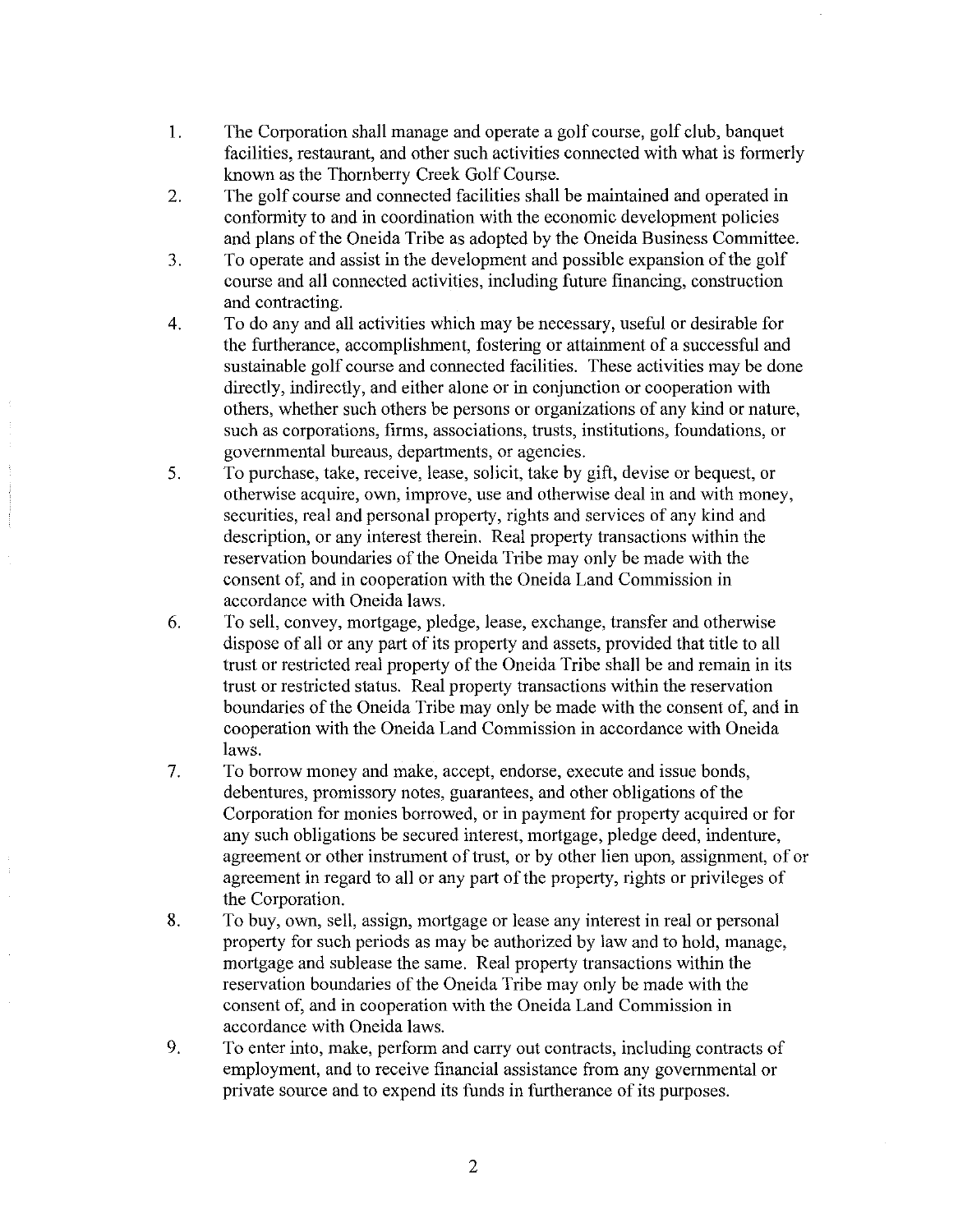1. The Corporation shall manage and operate a golf course, golf club, banquet facilities, restaurant, and other such activities connected with what is formerly known as the Thornberry Creek Golf Course.
2. The golf course and connected facilities shall be maintained and operated in conformity to and in coordination with the economic development policies and plans of the Oneida Tribe as adopted by the Oneida Business Committee.
3. To operate and assist in the development and possible expansion of the golf course and all connected activities, including future financing, construction and contracting.
4. To do any and all activities which may be necessary, useful or desirable for the furtherance, accomplishment, fostering or attainment of a successful and sustainable golf course and connected facilities. These activities may be done directly, indirectly, and either alone or in conjunction or cooperation with others, whether such others be persons or organizations of any kind or nature, such as corporations, firms, associations, trusts, institutions, foundations, or governmental bureaus, departments, or agencies.
5. To purchase, take, receive, lease, solicit, take by gift, devise or bequest, or otherwise acquire, own, improve, use and otherwise deal in and with money, securities, real and personal property, rights and services of any kind and description, or any interest therein. Real property transactions within the reservation boundaries of the Oneida Tribe may only be made with the consent of, and in cooperation with the Oneida Land Commission in accordance with Oneida laws.
6. To sell, convey, mortgage, pledge, lease, exchange, transfer and otherwise dispose of all or any part of its property and assets, provided that title to all trust or restricted real property of the Oneida Tribe shall be and remain in its trust or restricted status. Real property transactions within the reservation boundaries of the Oneida Tribe may only be made with the consent of, and in cooperation with the Oneida Land Commission in accordance with Oneida laws.
7. To borrow money and make, accept, endorse, execute and issue bonds, debentures, promissory notes, guarantees, and other obligations of the Corporation for monies borrowed, or in payment for property acquired or for any such obligations be secured interest, mortgage, pledge deed, indenture, agreement or other instrument of trust, or by other lien upon, assignment, of or agreement in regard to all or any part of the property, rights or privileges of the Corporation.
8. To buy, own, sell, assign, mortgage or lease any interest in real or personal property for such periods as may be authorized by law and to hold, manage, mortgage and sublease the same. Real property transactions within the reservation boundaries of the Oneida Tribe may only be made with the consent of, and in cooperation with the Oneida Land Commission in accordance with Oneida laws.
9. To enter into, make, perform and carry out contracts, including contracts of employment, and to receive financial assistance from any governmental or private source and to expend its funds in furtherance of its purposes.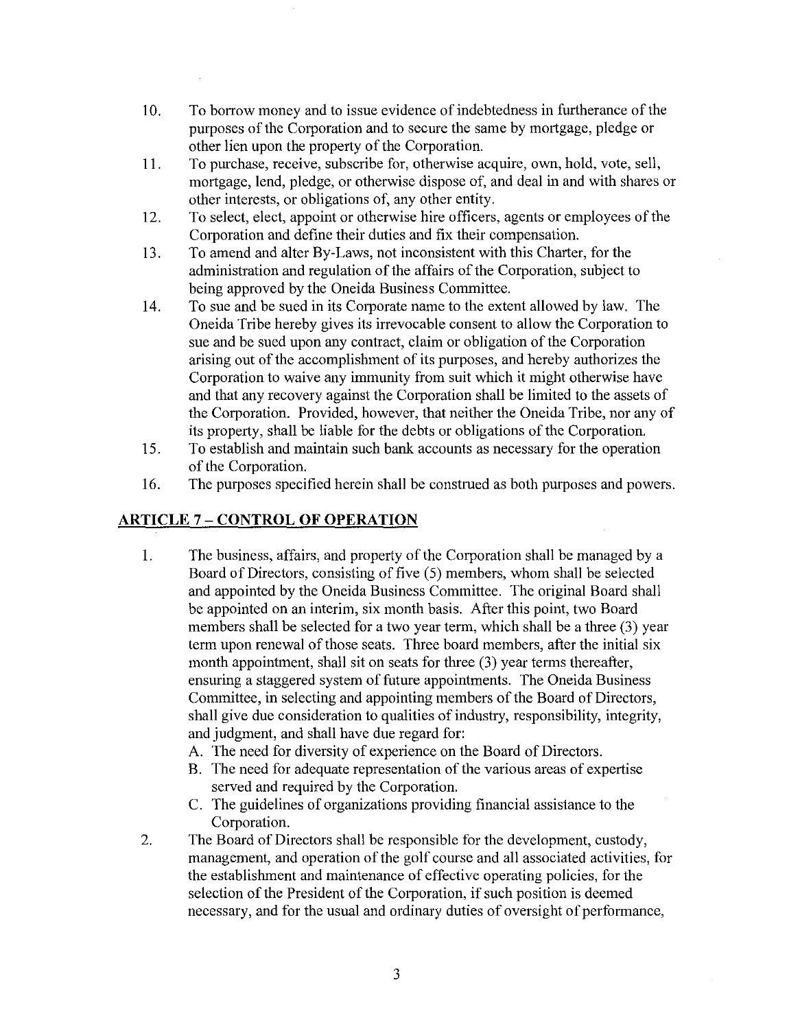10. To borrow money and to issue evidence of indebtedness in furtherance of the purposes of the Corporation and to secure the same by mortgage, pledge or other lien upon the property of the Corporation.
11. To purchase, receive, subscribe for, otherwise acquire, own, hold, vote, sell, mortgage, lend, pledge, or otherwise dispose of, and deal in and with shares or other interests, or obligations of, any other entity.
12. To select, elect, appoint or otherwise hire officers, agents or employees of the Corporation and define their duties and fix their compensation.
13. To amend and alter By-Laws, not inconsistent with this Charter, for the administration and regulation of the affairs of the Corporation, subject to being approved by the Oneida Business Committee.
14. To sue and be sued in its Corporate name to the extent allowed by law. The Oneida Tribe hereby gives its irrevocable consent to allow the Corporation to sue and be sued upon any contract, claim or obligation of the Corporation arising out of the accomplishment of its purposes, and hereby authorizes the Corporation to waive any immunity from suit which it might otherwise have and that any recovery against the Corporation shall be limited to the assets of the Corporation. Provided, however, that neither the Oneida Tribe, nor any of its property, shall be liable for the debts or obligations of the Corporation.
15. To establish and maintain such bank accounts as necessary for the operation of the Corporation.
16. The purposes specified herein shall be construed as both purposes and powers.

## ARTICLE 7 – CONTROL OF OPERATION

1. The business, affairs, and property of the Corporation shall be managed by a Board of Directors, consisting of five (5) members, whom shall be selected and appointed by the Oneida Business Committee. The original Board shall be appointed on an interim, six month basis. After this point, two Board members shall be selected for a two year term, which shall be a three (3) year term upon renewal of those seats. Three board members, after the initial six month appointment, shall sit on seats for three (3) year terms thereafter, ensuring a staggered system of future appointments. The Oneida Business Committee, in selecting and appointing members of the Board of Directors, shall give due consideration to qualities of industry, responsibility, integrity, and judgment, and shall have due regard for:
   A. The need for diversity of experience on the Board of Directors.
   B. The need for adequate representation of the various areas of expertise served and required by the Corporation.
   C. The guidelines of organizations providing financial assistance to the Corporation.
2. The Board of Directors shall be responsible for the development, custody, management, and operation of the golf course and all associated activities, for the establishment and maintenance of effective operating policies, for the selection of the President of the Corporation, if such position is deemed necessary, and for the usual and ordinary duties of oversight of performance,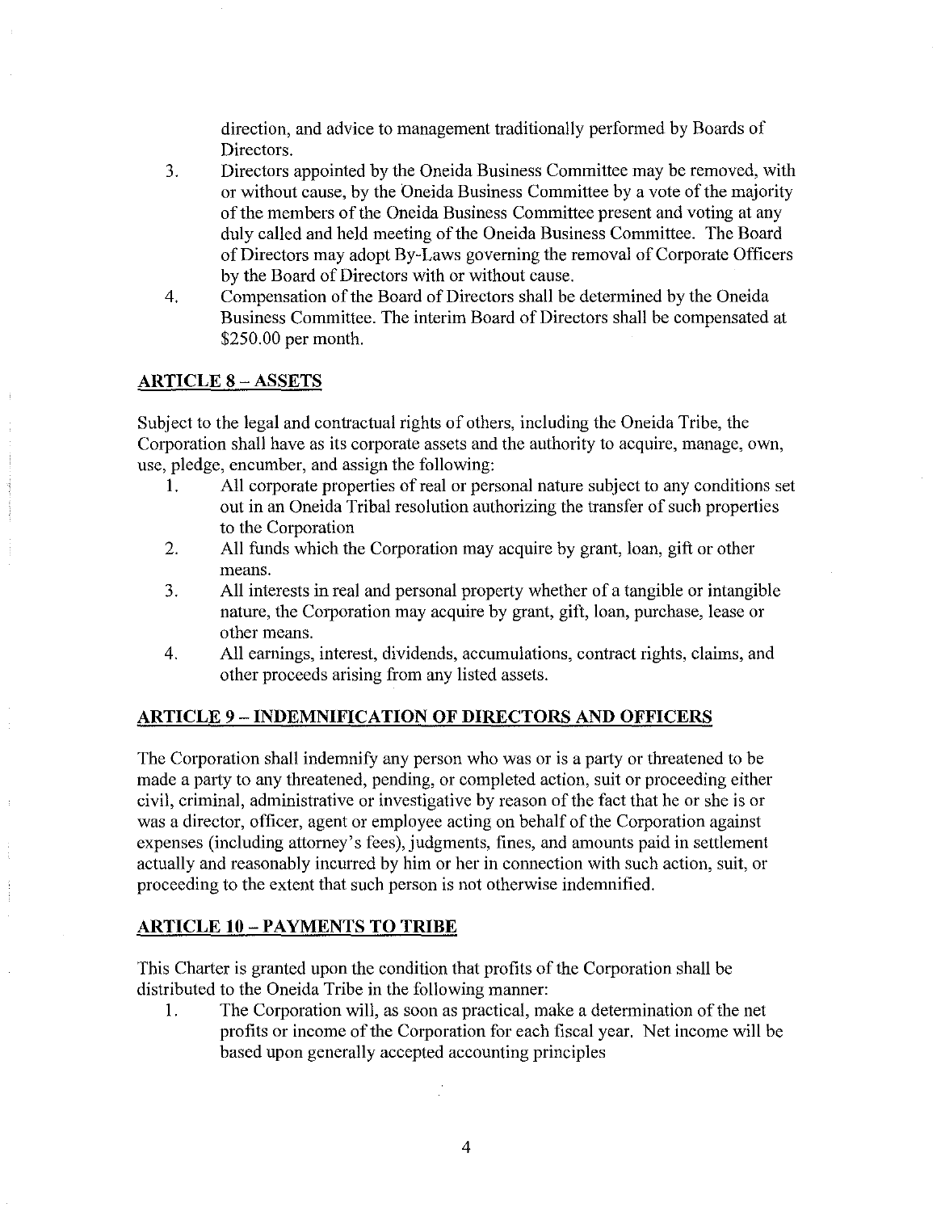direction, and advice to management traditionally performed by Boards of Directors.

3. Directors appointed by the Oneida Business Committee may be removed, with or without cause, by the Oneida Business Committee by a vote of the majority of the members of the Oneida Business Committee present and voting at any duly called and held meeting of the Oneida Business Committee. The Board of Directors may adopt By-Laws governing the removal of Corporate Officers by the Board of Directors with or without cause.
4. Compensation of the Board of Directors shall be determined by the Oneida Business Committee. The interim Board of Directors shall be compensated at $250.00 per month.

## ARTICLE 8 – ASSETS

Subject to the legal and contractual rights of others, including the Oneida Tribe, the Corporation shall have as its corporate assets and the authority to acquire, manage, own, use, pledge, encumber, and assign the following:

1. All corporate properties of real or personal nature subject to any conditions set out in an Oneida Tribal resolution authorizing the transfer of such properties to the Corporation
2. All funds which the Corporation may acquire by grant, loan, gift or other means.
3. All interests in real and personal property whether of a tangible or intangible nature, the Corporation may acquire by grant, gift, loan, purchase, lease or other means.
4. All earnings, interest, dividends, accumulations, contract rights, claims, and other proceeds arising from any listed assets.

## ARTICLE 9 – INDEMNIFICATION OF DIRECTORS AND OFFICERS

The Corporation shall indemnify any person who was or is a party or threatened to be made a party to any threatened, pending, or completed action, suit or proceeding either civil, criminal, administrative or investigative by reason of the fact that he or she is or was a director, officer, agent or employee acting on behalf of the Corporation against expenses (including attorney's fees), judgments, fines, and amounts paid in settlement actually and reasonably incurred by him or her in connection with such action, suit, or proceeding to the extent that such person is not otherwise indemnified.

## ARTICLE 10 – PAYMENTS TO TRIBE

This Charter is granted upon the condition that profits of the Corporation shall be distributed to the Oneida Tribe in the following manner:

1. The Corporation will, as soon as practical, make a determination of the net profits or income of the Corporation for each fiscal year. Net income will be based upon generally accepted accounting principles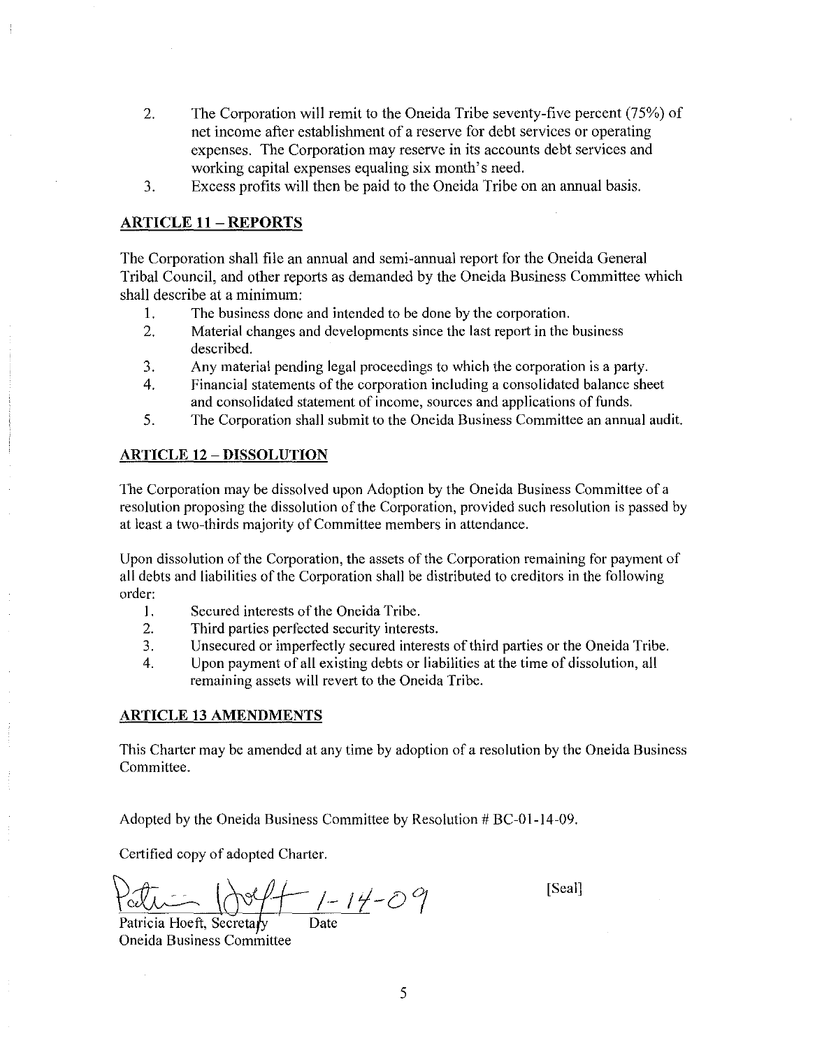2. The Corporation will remit to the Oneida Tribe seventy-five percent (75%) of net income after establishment of a reserve for debt services or operating expenses. The Corporation may reserve in its accounts debt services and working capital expenses equaling six month's need.
3. Excess profits will then be paid to the Oneida Tribe on an annual basis.

## ARTICLE 11 – REPORTS

The Corporation shall file an annual and semi-annual report for the Oneida General Tribal Council, and other reports as demanded by the Oneida Business Committee which shall describe at a minimum:

1. The business done and intended to be done by the corporation.
2. Material changes and developments since the last report in the business described.
3. Any material pending legal proceedings to which the corporation is a party.
4. Financial statements of the corporation including a consolidated balance sheet and consolidated statement of income, sources and applications of funds.
5. The Corporation shall submit to the Oneida Business Committee an annual audit.

## ARTICLE 12 – DISSOLUTION

The Corporation may be dissolved upon Adoption by the Oneida Business Committee of a resolution proposing the dissolution of the Corporation, provided such resolution is passed by at least a two-thirds majority of Committee members in attendance.

Upon dissolution of the Corporation, the assets of the Corporation remaining for payment of all debts and liabilities of the Corporation shall be distributed to creditors in the following order:

1. Secured interests of the Oneida Tribe.
2. Third parties perfected security interests.
3. Unsecured or imperfectly secured interests of third parties or the Oneida Tribe.
4. Upon payment of all existing debts or liabilities at the time of dissolution, all remaining assets will revert to the Oneida Tribe.

## ARTICLE 13 AMENDMENTS

This Charter may be amended at any time by adoption of a resolution by the Oneida Business Committee.

Adopted by the Oneida Business Committee by Resolution # BC-01-14-09.

Certified copy of adopted Charter.

Patricia Hoeft 1-14-09

Patricia Hoeft, Secretary Date
Oneida Business Committee

[Seal]